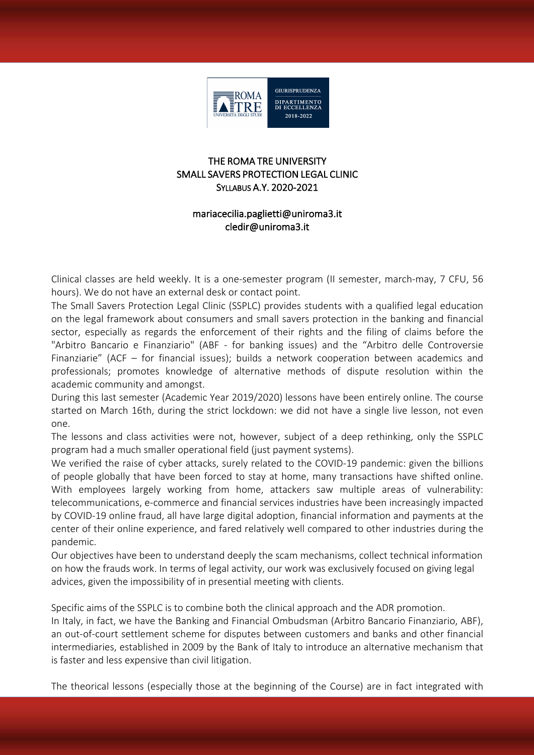# THE ROMA TRE UNIVERSITY
# SMALL SAVERS PROTECTION LEGAL CLINIC
## SYLLABUS A.Y. 2020-2021

mariacecilia.paglietti@uniroma3.it
cledir@uniroma3.it

Clinical classes are held weekly. It is a one-semester program (II semester, march-may, 7 CFU, 56 hours). We do not have an external desk or contact point.

The Small Savers Protection Legal Clinic (SSPLC) provides students with a qualified legal education on the legal framework about consumers and small savers protection in the banking and financial sector, especially as regards the enforcement of their rights and the filing of claims before the "Arbitro Bancario e Finanziario" (ABF - for banking issues) and the "Arbitro delle Controversie Finanziarie" (ACF – for financial issues); builds a network cooperation between academics and professionals; promotes knowledge of alternative methods of dispute resolution within the academic community and amongst.

During this last semester (Academic Year 2019/2020) lessons have been entirely online. The course started on March 16th, during the strict lockdown: we did not have a single live lesson, not even one.

The lessons and class activities were not, however, subject of a deep rethinking, only the SSPLC program had a much smaller operational field (just payment systems).

We verified the raise of cyber attacks, surely related to the COVID-19 pandemic: given the billions of people globally that have been forced to stay at home, many transactions have shifted online. With employees largely working from home, attackers saw multiple areas of vulnerability: telecommunications, e-commerce and financial services industries have been increasingly impacted by COVID-19 online fraud, all have large digital adoption, financial information and payments at the center of their online experience, and fared relatively well compared to other industries during the pandemic.

Our objectives have been to understand deeply the scam mechanisms, collect technical information on how the frauds work. In terms of legal activity, our work was exclusively focused on giving legal advices, given the impossibility of in presential meeting with clients.

Specific aims of the SSPLC is to combine both the clinical approach and the ADR promotion.

In Italy, in fact, we have the Banking and Financial Ombudsman (Arbitro Bancario Finanziario, ABF), an out-of-court settlement scheme for disputes between customers and banks and other financial intermediaries, established in 2009 by the Bank of Italy to introduce an alternative mechanism that is faster and less expensive than civil litigation.

The theorical lessons (especially those at the beginning of the Course) are in fact integrated with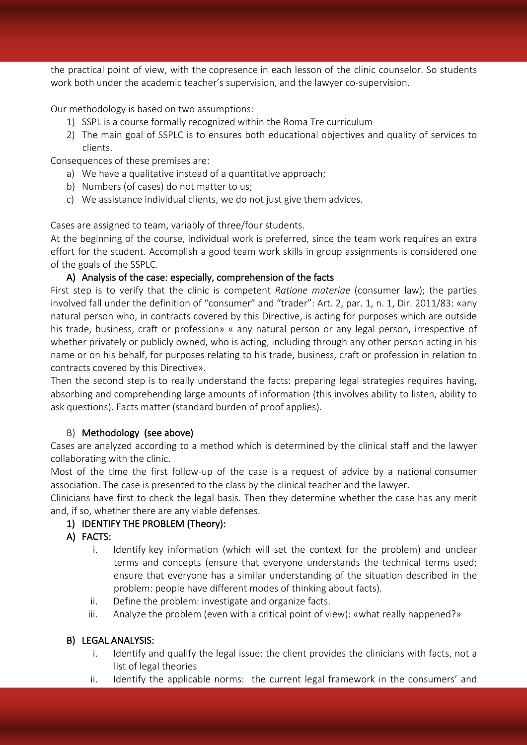the practical point of view, with the copresence in each lesson of the clinic counselor. So students work both under the academic teacher's supervision, and the lawyer co-supervision.

Our methodology is based on two assumptions:

1) SSPL is a course formally recognized within the Roma Tre curriculum
2) The main goal of SSPLC is to ensures both educational objectives and quality of services to clients.

Consequences of these premises are:

a) We have a qualitative instead of a quantitative approach;
b) Numbers (of cases) do not matter to us;
c) We assistance individual clients, we do not just give them advices.

Cases are assigned to team, variably of three/four students.

At the beginning of the course, individual work is preferred, since the team work requires an extra effort for the student. Accomplish a good team work skills in group assignments is considered one of the goals of the SSPLC.

### A) Analysis of the case: especially, comprehension of the facts

First step is to verify that the clinic is competent *Ratione materiae* (consumer law); the parties involved fall under the definition of "consumer" and "trader": Art. 2, par. 1, n. 1, Dir. 2011/83: «any natural person who, in contracts covered by this Directive, is acting for purposes which are outside his trade, business, craft or profession» « any natural person or any legal person, irrespective of whether privately or publicly owned, who is acting, including through any other person acting in his name or on his behalf, for purposes relating to his trade, business, craft or profession in relation to contracts covered by this Directive».

Then the second step is to really understand the facts: preparing legal strategies requires having, absorbing and comprehending large amounts of information (this involves ability to listen, ability to ask questions). Facts matter (standard burden of proof applies).

### B) Methodology (see above)

Cases are analyzed according to a method which is determined by the clinical staff and the lawyer collaborating with the clinic.

Most of the time the first follow-up of the case is a request of advice by a national consumer association. The case is presented to the class by the clinical teacher and the lawyer.

Clinicians have first to check the legal basis. Then they determine whether the case has any merit and, if so, whether there are any viable defenses.

#### 1) IDENTIFY THE PROBLEM (Theory):

#### A) FACTS:

i. Identify key information (which will set the context for the problem) and unclear terms and concepts (ensure that everyone understands the technical terms used; ensure that everyone has a similar understanding of the situation described in the problem: people have different modes of thinking about facts).
ii. Define the problem: investigate and organize facts.
iii. Analyze the problem (even with a critical point of view): «what really happened?»

#### B) LEGAL ANALYSIS:

i. Identify and qualify the legal issue: the client provides the clinicians with facts, not a list of legal theories
ii. Identify the applicable norms: the current legal framework in the consumers' and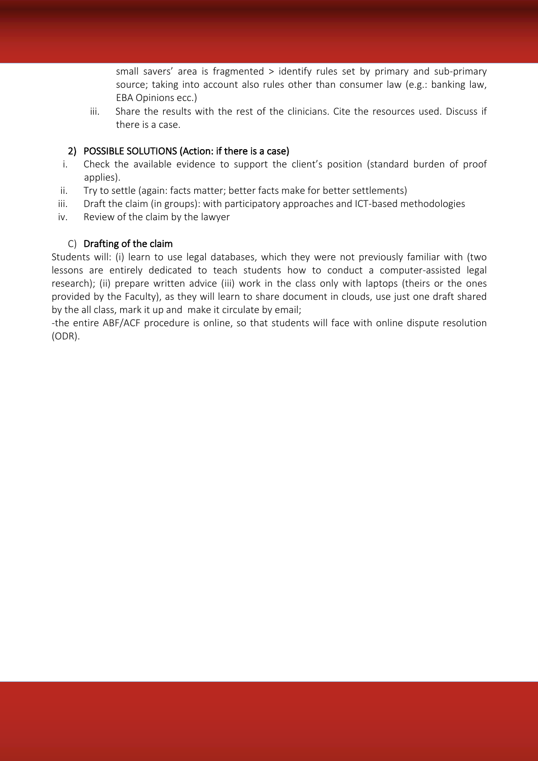small savers' area is fragmented > identify rules set by primary and sub-primary source; taking into account also rules other than consumer law (e.g.: banking law, EBA Opinions ecc.)

iii. Share the results with the rest of the clinicians. Cite the resources used. Discuss if there is a case.

### 2) POSSIBLE SOLUTIONS (Action: if there is a case)

i. Check the available evidence to support the client's position (standard burden of proof applies).

ii. Try to settle (again: facts matter; better facts make for better settlements)

iii. Draft the claim (in groups): with participatory approaches and ICT-based methodologies

iv. Review of the claim by the lawyer

### C) Drafting of the claim

Students will: (i) learn to use legal databases, which they were not previously familiar with (two lessons are entirely dedicated to teach students how to conduct a computer-assisted legal research); (ii) prepare written advice (iii) work in the class only with laptops (theirs or the ones provided by the Faculty), as they will learn to share document in clouds, use just one draft shared by the all class, mark it up and make it circulate by email;

-the entire ABF/ACF procedure is online, so that students will face with online dispute resolution (ODR).